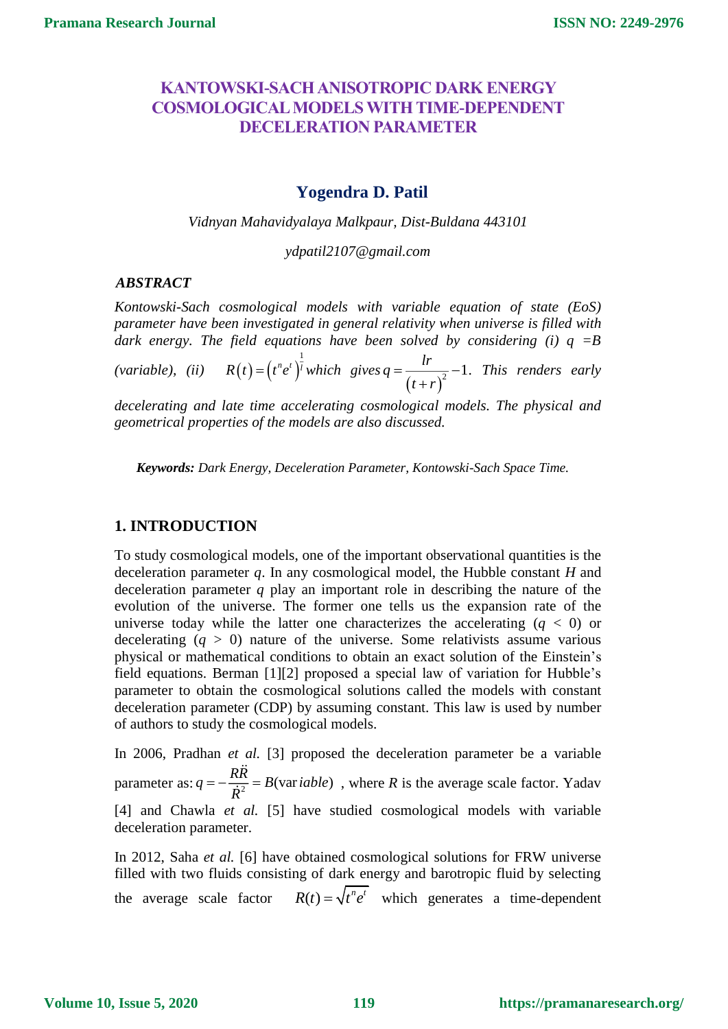# KANTOWSKI-SACH ANISOTROPIC DARK ENERGY COSMOLOGICAL MODELS WITH TIME-DEPENDENT DECELERATION PARAMETER

## Yogendra D. Patil

*Vidnyan Mahavidyalaya Malkpaur, Dist-Buldana 443101*

*ydpatil2107@gmail.com*

### *ABSTRACT*

*Kontowski-Sach cosmological models with variable equation of state (EoS) parameter have been investigated in general relativity when universe is filled with dark energy. The field equations have been solved by considering (i) q =B (variable), (ii)* $R(t)=\left(t^{n}e^{t}\right)^{\frac{1}{l}}$ *which gives* $q=\frac{lr}{\left(t+r\right)^{2}}-1$. *This renders early decelerating and late time accelerating cosmological models. The physical and geometrical properties of the models are also discussed.*

***Keywords:*** *Dark Energy, Deceleration Parameter, Kontowski-Sach Space Time.*

## 1. INTRODUCTION

To study cosmological models, one of the important observational quantities is the deceleration parameter *q*. In any cosmological model, the Hubble constant *H* and deceleration parameter *q* play an important role in describing the nature of the evolution of the universe. The former one tells us the expansion rate of the universe today while the latter one characterizes the accelerating ($q < 0$) or decelerating ($q > 0$) nature of the universe. Some relativists assume various physical or mathematical conditions to obtain an exact solution of the Einstein's field equations. Berman [1][2] proposed a special law of variation for Hubble's parameter to obtain the cosmological solutions called the models with constant deceleration parameter (CDP) by assuming constant. This law is used by number of authors to study the cosmological models.

In 2006, Pradhan *et al.* [3] proposed the deceleration parameter be a variable parameter as: $q=-\frac{R\ddot{R}}{\dot{R}^{2}}=B(\mathrm{var}iable)$ , where *R* is the average scale factor. Yadav [4] and Chawla *et al.* [5] have studied cosmological models with variable deceleration parameter.

In 2012, Saha *et al.* [6] have obtained cosmological solutions for FRW universe filled with two fluids consisting of dark energy and barotropic fluid by selecting the average scale factor $R(t)=\sqrt{t^{n}e^{t}}$ which generates a time-dependent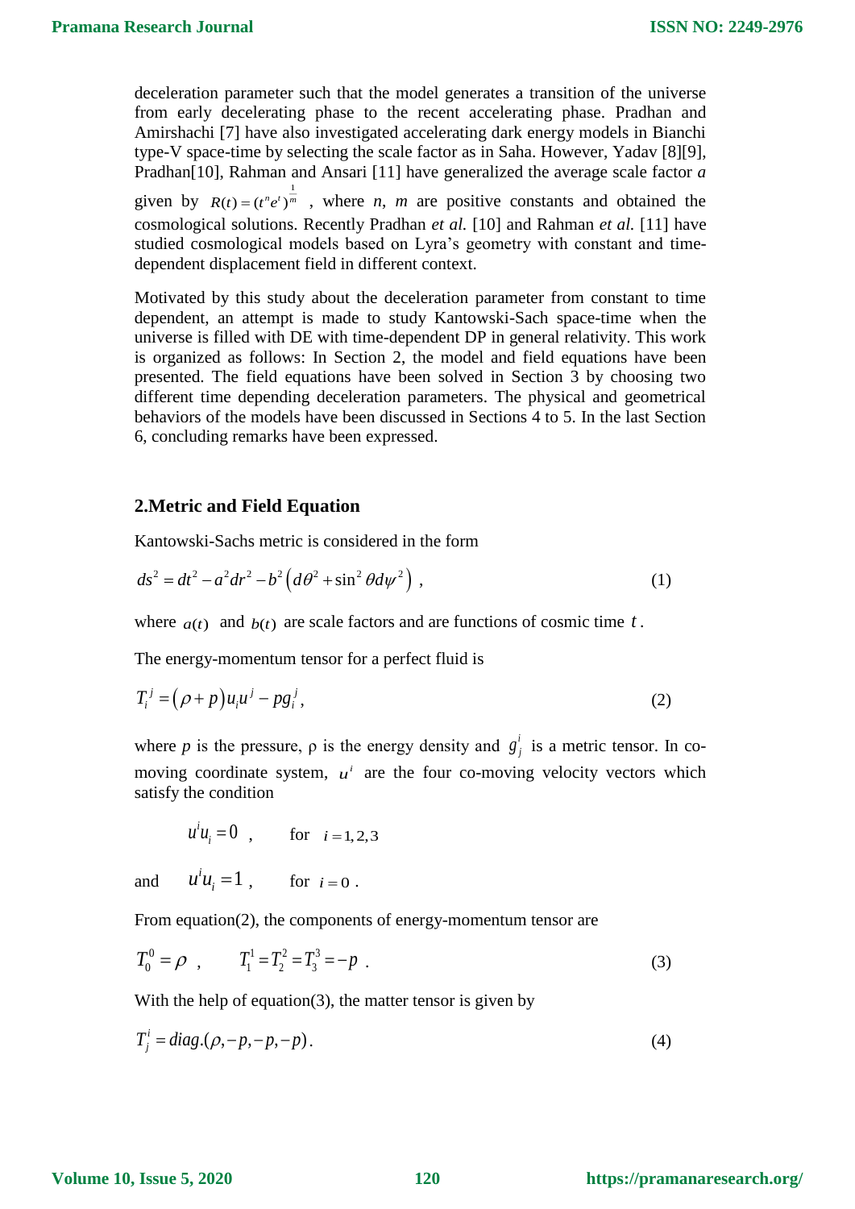deceleration parameter such that the model generates a transition of the universe from early decelerating phase to the recent accelerating phase. Pradhan and Amirshachi [7] have also investigated accelerating dark energy models in Bianchi type-V space-time by selecting the scale factor as in Saha. However, Yadav [8][9], Pradhan[10], Rahman and Ansari [11] have generalized the average scale factor $a$ given by $R(t) = (t^n e^t)^{\frac{1}{m}}$ , where $n$, $m$ are positive constants and obtained the cosmological solutions. Recently Pradhan *et al.* [10] and Rahman *et al.* [11] have studied cosmological models based on Lyra's geometry with constant and time-dependent displacement field in different context.

Motivated by this study about the deceleration parameter from constant to time dependent, an attempt is made to study Kantowski-Sach space-time when the universe is filled with DE with time-dependent DP in general relativity. This work is organized as follows: In Section 2, the model and field equations have been presented. The field equations have been solved in Section 3 by choosing two different time depending deceleration parameters. The physical and geometrical behaviors of the models have been discussed in Sections 4 to 5. In the last Section 6, concluding remarks have been expressed.

## 2.Metric and Field Equation

Kantowski-Sachs metric is considered in the form

$$ds^2 = dt^2 - a^2 dr^2 - b^2\left(d\theta^2 + \sin^2\theta d\psi^2\right) , \tag{1}$$

where $a(t)$ and $b(t)$ are scale factors and are functions of cosmic time $t$.

The energy-momentum tensor for a perfect fluid is

$$T_i^j = \left(\rho + p\right)u_i u^j - p g_i^j , \tag{2}$$

where $p$ is the pressure, ρ is the energy density and $g_j^i$ is a metric tensor. In co-moving coordinate system, $u^i$ are the four co-moving velocity vectors which satisfy the condition

$$u^i u_i = 0 \ , \qquad \text{for} \quad i = 1,2,3$$

and $$u^i u_i = 1 \ , \qquad \text{for} \quad i = 0 \ .$$

From equation(2), the components of energy-momentum tensor are

$$T_0^0 = \rho \ , \qquad T_1^1 = T_2^2 = T_3^3 = -p \ . \tag{3}$$

With the help of equation(3), the matter tensor is given by

$$T_j^i = diag.(\rho, -p, -p, -p) . \tag{4}$$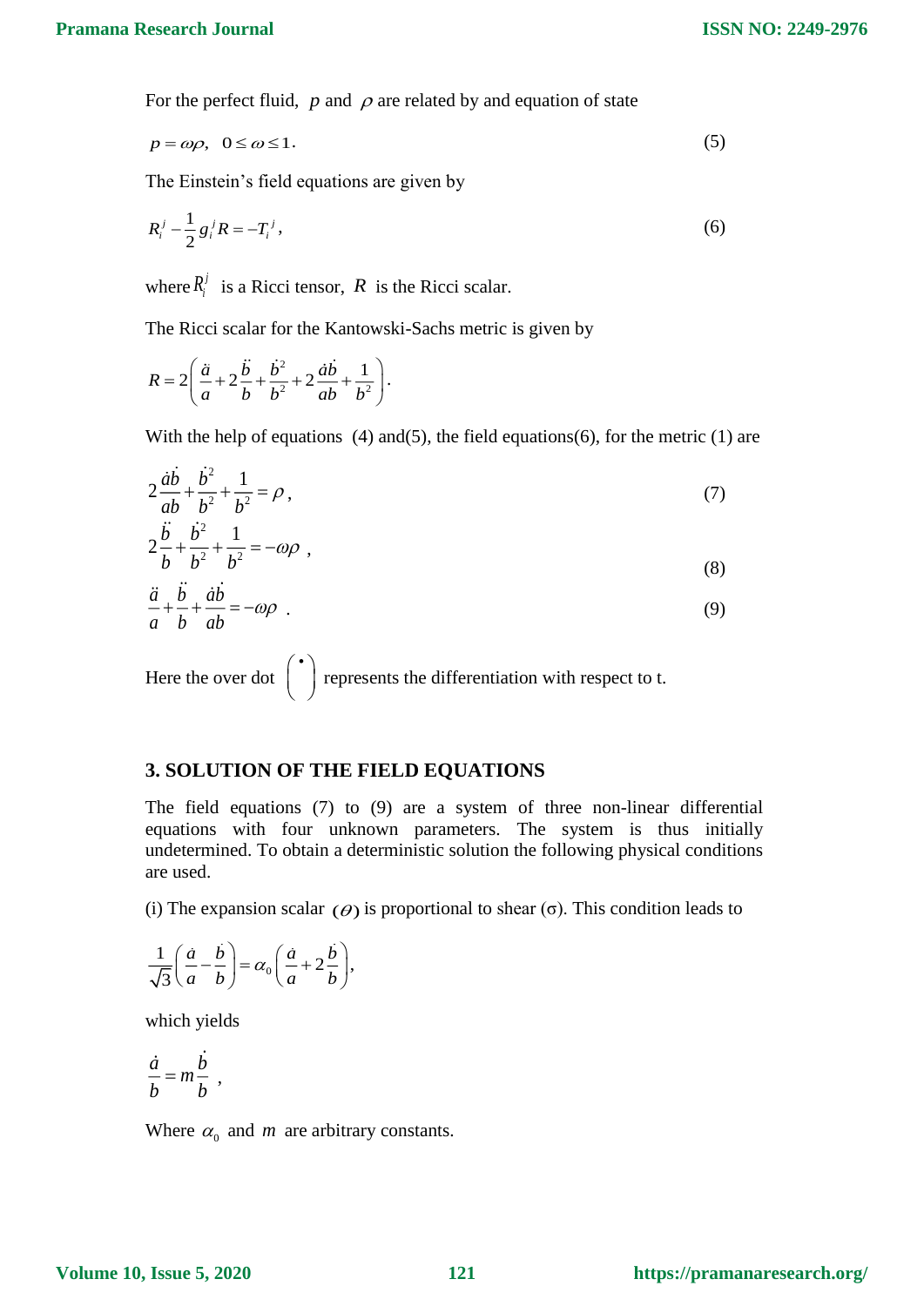For the perfect fluid, $p$ and $\rho$ are related by and equation of state

$$p = \omega\rho, \quad 0 \le \omega \le 1. \tag{5}$$

The Einstein's field equations are given by

$$R_i^j - \frac{1}{2} g_i^j R = -T_i^j, \tag{6}$$

where $R_i^j$ is a Ricci tensor, $R$ is the Ricci scalar.

The Ricci scalar for the Kantowski-Sachs metric is given by

$$R = 2\left(\frac{\ddot{a}}{a} + 2\frac{\ddot{b}}{b} + \frac{\dot{b}^2}{b^2} + 2\frac{\dot{a}\dot{b}}{ab} + \frac{1}{b^2}\right).$$

With the help of equations (4) and(5), the field equations(6), for the metric (1) are

$$2\frac{\dot{a}\dot{b}}{ab} + \frac{\dot{b}^2}{b^2} + \frac{1}{b^2} = \rho, \tag{7}$$

$$2\frac{\ddot{b}}{b} + \frac{\dot{b}^2}{b^2} + \frac{1}{b^2} = -\omega\rho, \tag{8}$$

$$\frac{\ddot{a}}{a} + \frac{\ddot{b}}{b} + \frac{\dot{a}\dot{b}}{ab} = -\omega\rho. \tag{9}$$

Here the over dot $\left(\,^{\bullet}\,\right)$ represents the differentiation with respect to t.

## 3. SOLUTION OF THE FIELD EQUATIONS

The field equations (7) to (9) are a system of three non-linear differential equations with four unknown parameters. The system is thus initially undetermined. To obtain a deterministic solution the following physical conditions are used.

(i) The expansion scalar $(\theta)$ is proportional to shear $(\sigma)$. This condition leads to

$$\frac{1}{\sqrt{3}}\left(\frac{\dot{a}}{a} - \frac{\dot{b}}{b}\right) = \alpha_0\left(\frac{\dot{a}}{a} + 2\frac{\dot{b}}{b}\right),$$

which yields

$$\frac{\dot{a}}{b} = m\frac{\dot{b}}{b},$$

Where $\alpha_0$ and $m$ are arbitrary constants.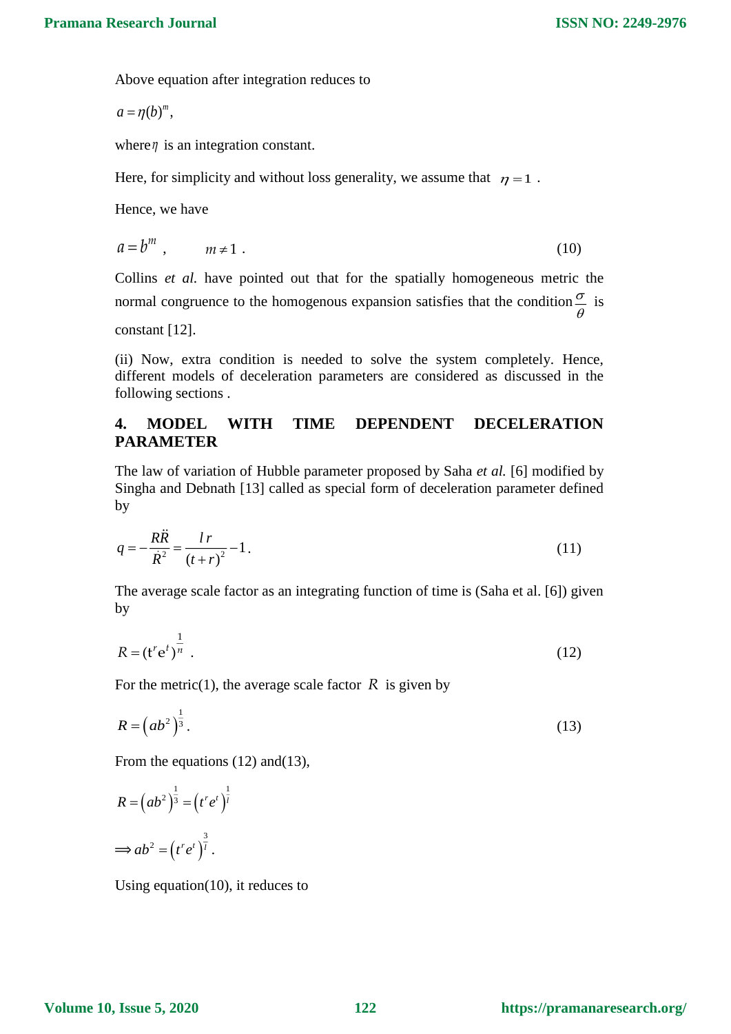Above equation after integration reduces to

$$a = \eta (b)^m ,$$

where $\eta$ is an integration constant.

Here, for simplicity and without loss generality, we assume that $\eta = 1$ .

Hence, we have

$$a = b^m , \qquad m \neq 1 . \tag{10}$$

Collins *et al.* have pointed out that for the spatially homogeneous metric the normal congruence to the homogenous expansion satisfies that the condition $\frac{\sigma}{\theta}$ is constant [12].

(ii) Now, extra condition is needed to solve the system completely. Hence, different models of deceleration parameters are considered as discussed in the following sections .

## 4. MODEL WITH TIME DEPENDENT DECELERATION PARAMETER

The law of variation of Hubble parameter proposed by Saha *et al.* [6] modified by Singha and Debnath [13] called as special form of deceleration parameter defined by

$$q = -\frac{R\ddot{R}}{\dot{R}^2} = \frac{l\, r}{(t+r)^2} - 1 . \tag{11}$$

The average scale factor as an integrating function of time is (Saha et al. [6]) given by

$$R = (\mathrm{t}^r \mathrm{e}^t)^{\frac{1}{n}} . \tag{12}$$

For the metric(1), the average scale factor $R$ is given by

$$R = \left(ab^2\right)^{\frac{1}{3}} . \tag{13}$$

From the equations (12) and(13),

$$R = \left(ab^2\right)^{\frac{1}{3}} = \left(t^r e^t\right)^{\frac{1}{l}}$$

$$\Rightarrow ab^2 = \left(t^r e^t\right)^{\frac{3}{l}} .$$

Using equation(10), it reduces to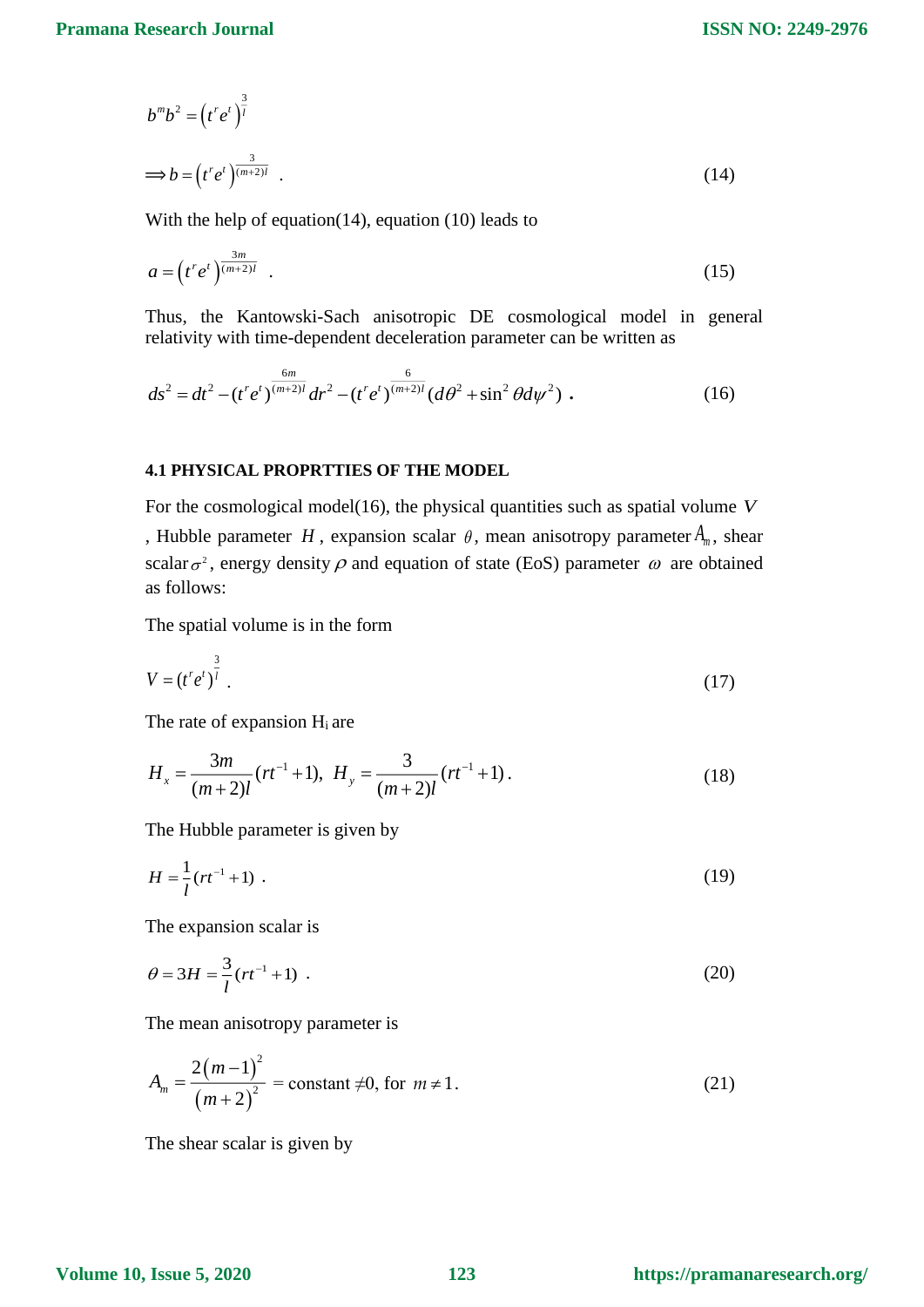$$b^m b^2 = \left(t^r e^t\right)^{\frac{3}{l}}$$

$$\Longrightarrow b = \left(t^r e^t\right)^{\frac{3}{(m+2)l}} \quad . \tag{14}$$

With the help of equation(14), equation (10) leads to

$$a = \left(t^r e^t\right)^{\frac{3m}{(m+2)l}} \quad . \tag{15}$$

Thus, the Kantowski-Sach anisotropic DE cosmological model in general relativity with time-dependent deceleration parameter can be written as

$$ds^2 = dt^2 - (t^r e^t)^{\frac{6m}{(m+2)l}} dr^2 - (t^r e^t)^{\frac{6}{(m+2)l}} (d\theta^2 + \sin^2\theta d\psi^2) \textbf{ .} \tag{16}$$

#### 4.1 PHYSICAL PROPRTTIES OF THE MODEL

For the cosmological model(16), the physical quantities such as spatial volume $V$, Hubble parameter $H$, expansion scalar $\theta$, mean anisotropy parameter $A_m$, shear scalar $\sigma^2$, energy density $\rho$ and equation of state (EoS) parameter $\omega$ are obtained as follows:

The spatial volume is in the form

$$V = (t^r e^t)^{\frac{3}{l}} \ . \tag{17}$$

The rate of expansion $H_i$ are

$$H_x = \frac{3m}{(m+2)l}(rt^{-1}+1), \ \ H_y = \frac{3}{(m+2)l}(rt^{-1}+1) \, . \tag{18}$$

The Hubble parameter is given by

$$H = \frac{1}{l}(rt^{-1}+1) \ . \tag{19}$$

The expansion scalar is

$$\theta = 3H = \frac{3}{l}(rt^{-1}+1) \ . \tag{20}$$

The mean anisotropy parameter is

$$A_m = \frac{2\left(m-1\right)^2}{\left(m+2\right)^2} = \text{constant} \neq 0, \text{ for } m \neq 1. \tag{21}$$

The shear scalar is given by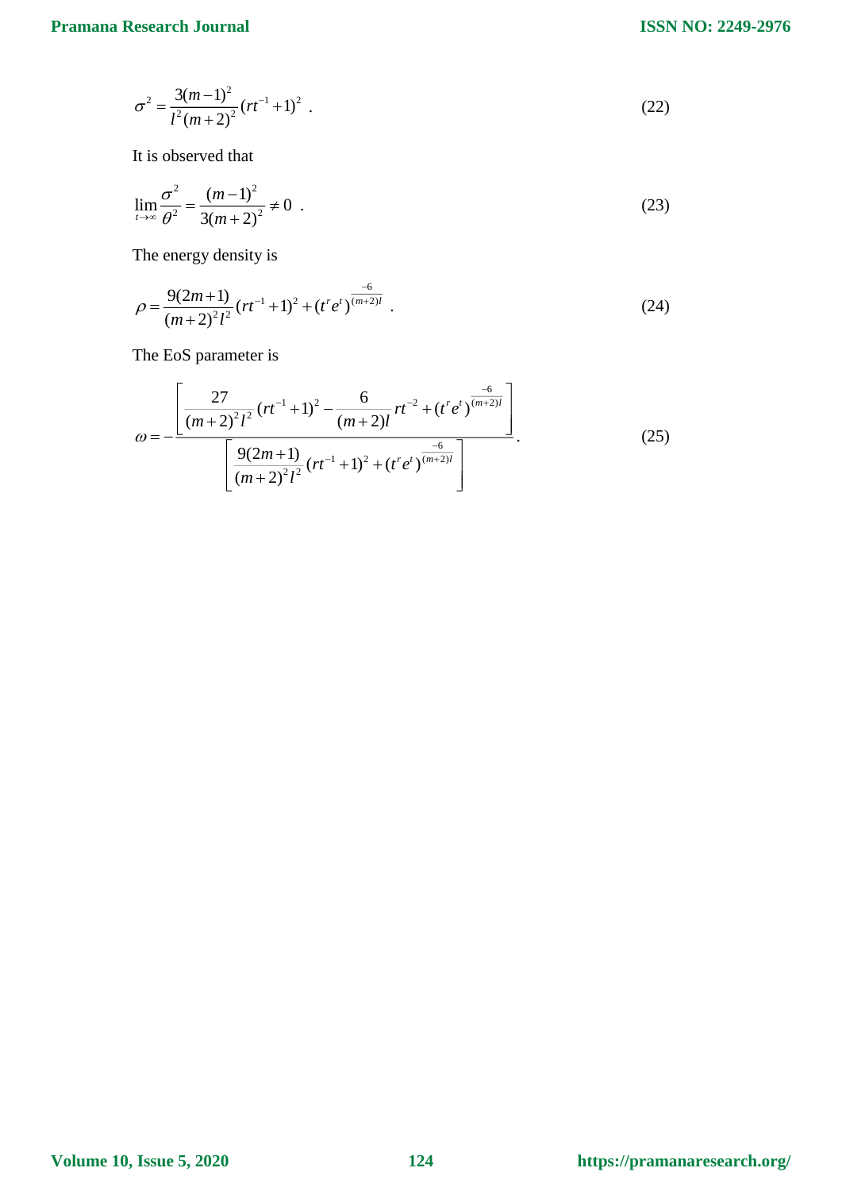$$\sigma^2 = \frac{3(m-1)^2}{l^2(m+2)^2}(rt^{-1}+1)^2 \ . \tag{22}$$

It is observed that

$$\lim_{t\to\infty}\frac{\sigma^2}{\theta^2} = \frac{(m-1)^2}{3(m+2)^2} \neq 0 \ . \tag{23}$$

The energy density is

$$\rho = \frac{9(2m+1)}{(m+2)^2 l^2}(rt^{-1}+1)^2 + (t^r e^t)^{\frac{-6}{(m+2)l}} \ . \tag{24}$$

The EoS parameter is

$$\omega = -\frac{\left[\dfrac{27}{(m+2)^2 l^2}(rt^{-1}+1)^2 - \dfrac{6}{(m+2)l}rt^{-2} + (t^r e^t)^{\frac{-6}{(m+2)l}}\right]}{\left[\dfrac{9(2m+1)}{(m+2)^2 l^2}(rt^{-1}+1)^2 + (t^r e^t)^{\frac{-6}{(m+2)l}}\right]}. \tag{25}$$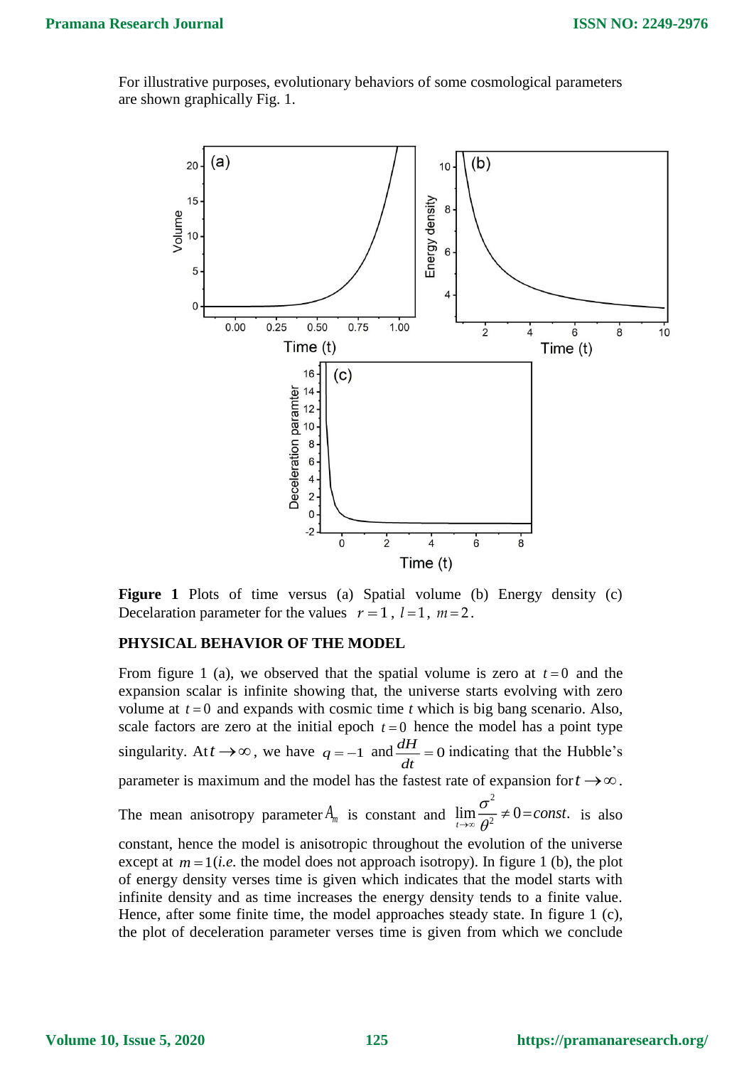For illustrative purposes, evolutionary behaviors of some cosmological parameters are shown graphically Fig. 1.

**Figure 1** Plots of time versus (a) Spatial volume (b) Energy density (c) Decelaration parameter for the values $r=1$, $l=1$, $m=2$.

## PHYSICAL BEHAVIOR OF THE MODEL

From figure 1 (a), we observed that the spatial volume is zero at $t=0$ and the expansion scalar is infinite showing that, the universe starts evolving with zero volume at $t=0$ and expands with cosmic time $t$ which is big bang scenario. Also, scale factors are zero at the initial epoch $t=0$ hence the model has a point type singularity. At $t\to\infty$, we have $q=-1$ and $\frac{dH}{dt}=0$ indicating that the Hubble's parameter is maximum and the model has the fastest rate of expansion for $t\to\infty$. The mean anisotropy parameter $A_m$ is constant and $\lim_{t\to\infty}\frac{\sigma^2}{\theta^2}\neq 0=const.$ is also constant, hence the model is anisotropic throughout the evolution of the universe except at $m=1$(*i.e.* the model does not approach isotropy). In figure 1 (b), the plot of energy density verses time is given which indicates that the model starts with infinite density and as time increases the energy density tends to a finite value. Hence, after some finite time, the model approaches steady state. In figure 1 (c), the plot of deceleration parameter verses time is given from which we conclude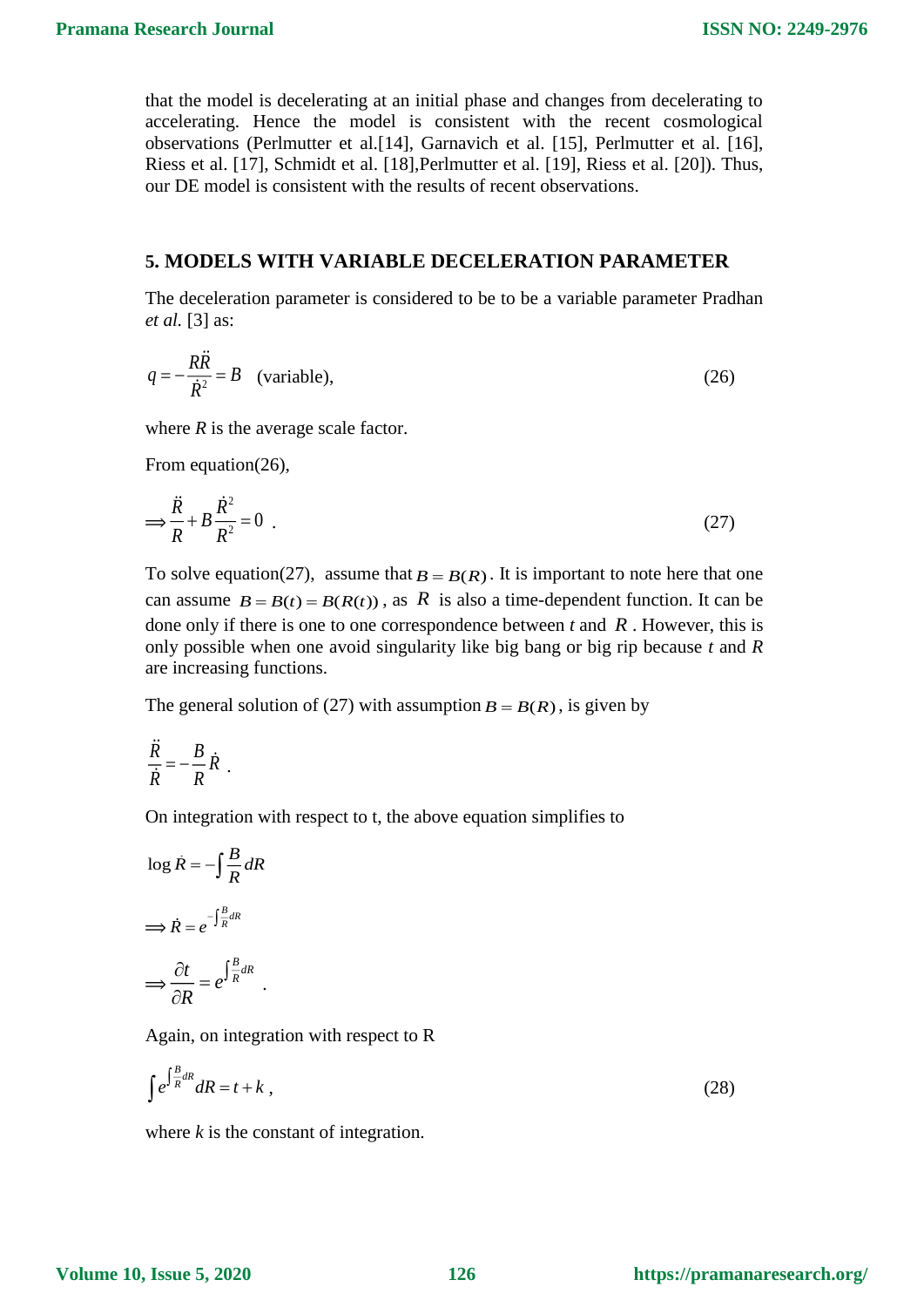that the model is decelerating at an initial phase and changes from decelerating to accelerating. Hence the model is consistent with the recent cosmological observations (Perlmutter et al.[14], Garnavich et al. [15], Perlmutter et al. [16], Riess et al. [17], Schmidt et al. [18],Perlmutter et al. [19], Riess et al. [20]). Thus, our DE model is consistent with the results of recent observations.

## 5. MODELS WITH VARIABLE DECELERATION PARAMETER

The deceleration parameter is considered to be to be a variable parameter Pradhan *et al.* [3] as:

$$q = -\frac{R\ddot{R}}{\dot{R}^2} = B \quad \text{(variable)}, \tag{26}$$

where $R$ is the average scale factor.

From equation(26),

$$\Rightarrow \frac{\ddot{R}}{R} + B\frac{\dot{R}^2}{R^2} = 0 \ . \tag{27}$$

To solve equation(27), assume that $B = B(R)$. It is important to note here that one can assume $B = B(t) = B(R(t))$, as $R$ is also a time-dependent function. It can be done only if there is one to one correspondence between $t$ and $R$. However, this is only possible when one avoid singularity like big bang or big rip because $t$ and $R$ are increasing functions.

The general solution of (27) with assumption $B = B(R)$, is given by

$$\frac{\ddot{R}}{\dot{R}} = -\frac{B}{R}\dot{R} \ .$$

On integration with respect to t, the above equation simplifies to

$$\log \dot{R} = -\int \frac{B}{R} dR$$

$$\Rightarrow \dot{R} = e^{-\int \frac{B}{R} dR}$$

$$\Rightarrow \frac{\partial t}{\partial R} = e^{\int \frac{B}{R} dR} \ .$$

Again, on integration with respect to R

$$\int e^{\int \frac{B}{R} dR} dR = t + k \ , \tag{28}$$

where $k$ is the constant of integration.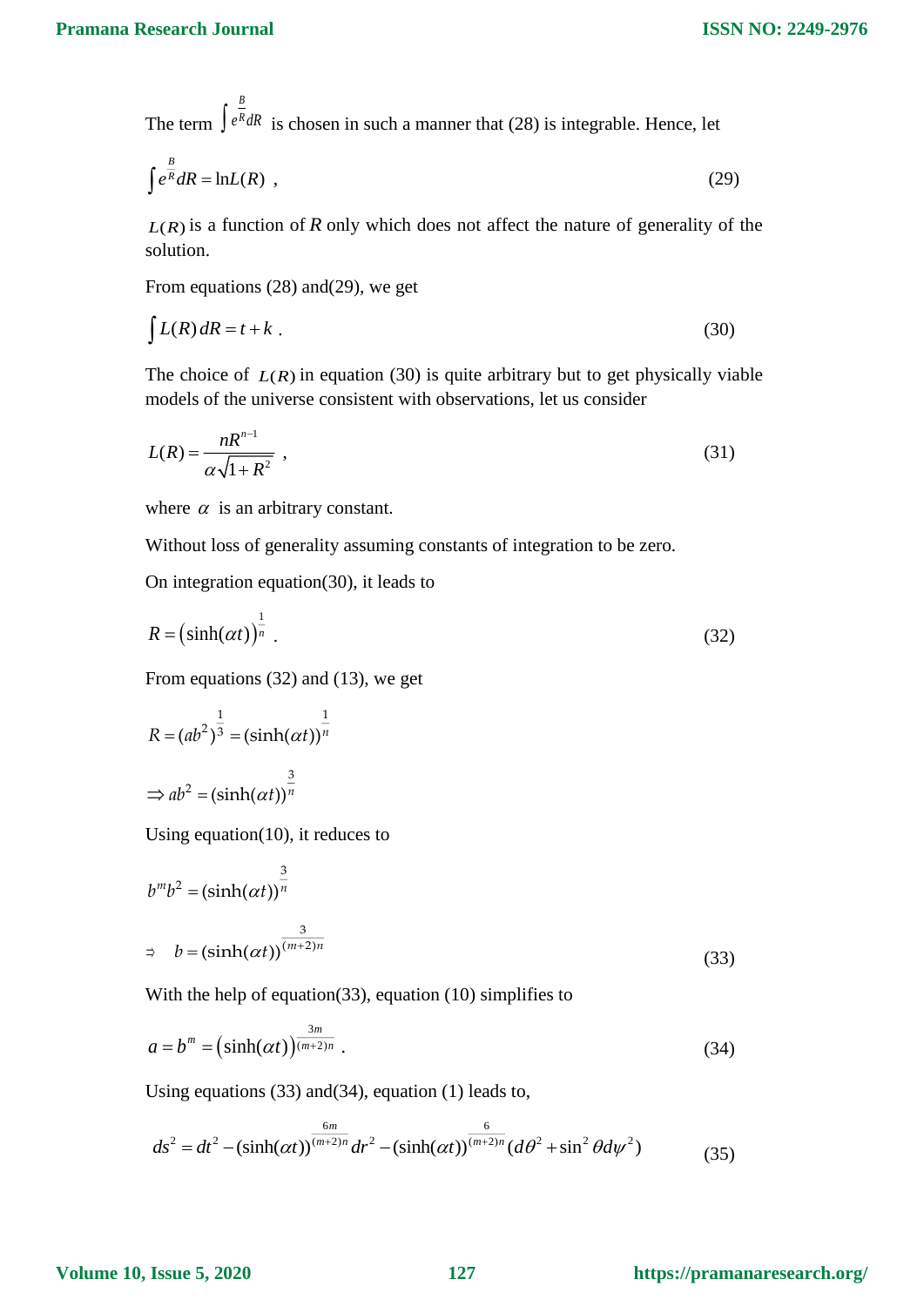The term $\int e^{\frac{B}{R}} dR$ is chosen in such a manner that (28) is integrable. Hence, let

$$\int e^{\frac{B}{R}} dR = \ln L(R) \;, \tag{29}$$

$L(R)$ is a function of $R$ only which does not affect the nature of generality of the solution.

From equations (28) and(29), we get

$$\int L(R)\, dR = t + k \;. \tag{30}$$

The choice of $L(R)$ in equation (30) is quite arbitrary but to get physically viable models of the universe consistent with observations, let us consider

$$L(R) = \frac{nR^{n-1}}{\alpha\sqrt{1+R^2}} \;, \tag{31}$$

where $\alpha$ is an arbitrary constant.

Without loss of generality assuming constants of integration to be zero.

On integration equation(30), it leads to

$$R = \left(\sinh(\alpha t)\right)^{\frac{1}{n}} \;. \tag{32}$$

From equations (32) and (13), we get

$$R = (ab^2)^{\frac{1}{3}} = (\sinh(\alpha t))^{\frac{1}{n}}$$

$$\Rightarrow ab^2 = (\sinh(\alpha t))^{\frac{3}{n}}$$

Using equation(10), it reduces to

$$b^m b^2 = (\sinh(\alpha t))^{\frac{3}{n}}$$

$$\Rightarrow \quad b = (\sinh(\alpha t))^{\frac{3}{(m+2)n}} \tag{33}$$

With the help of equation(33), equation (10) simplifies to

$$a = b^m = \left(\sinh(\alpha t)\right)^{\frac{3m}{(m+2)n}} \;. \tag{34}$$

Using equations (33) and(34), equation (1) leads to,

$$ds^2 = dt^2 - (\sinh(\alpha t))^{\frac{6m}{(m+2)n}} dr^2 - (\sinh(\alpha t))^{\frac{6}{(m+2)n}} (d\theta^2 + \sin^2\theta d\psi^2) \tag{35}$$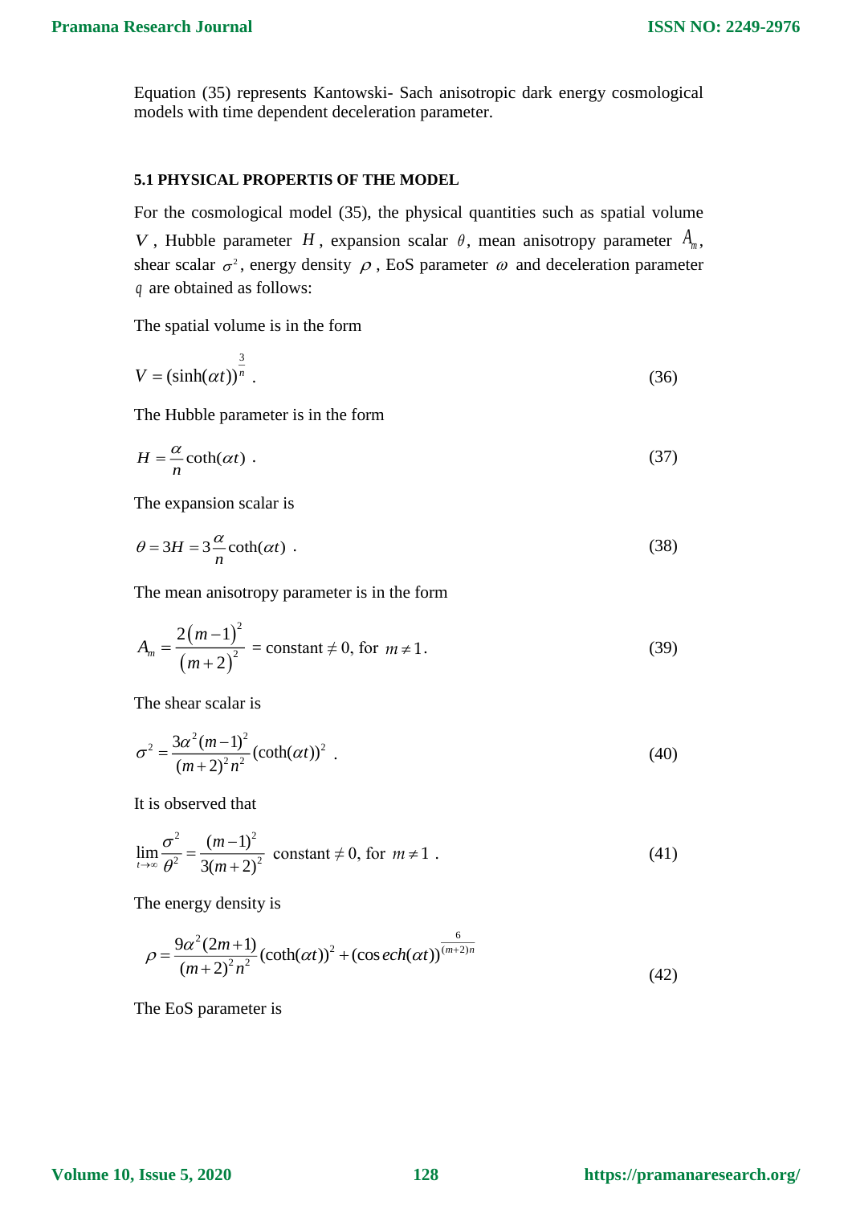Equation (35) represents Kantowski- Sach anisotropic dark energy cosmological models with time dependent deceleration parameter.

#### 5.1 PHYSICAL PROPERTIS OF THE MODEL

For the cosmological model (35), the physical quantities such as spatial volume $V$, Hubble parameter $H$, expansion scalar $\theta$, mean anisotropy parameter $A_m$, shear scalar $\sigma^2$, energy density $\rho$, EoS parameter $\omega$ and deceleration parameter $q$ are obtained as follows:

The spatial volume is in the form

$$V = (\sinh(\alpha t))^{\frac{3}{n}} \ . \tag{36}$$

The Hubble parameter is in the form

$$H = \frac{\alpha}{n}\coth(\alpha t) \ . \tag{37}$$

The expansion scalar is

$$\theta = 3H = 3\frac{\alpha}{n}\coth(\alpha t) \ . \tag{38}$$

The mean anisotropy parameter is in the form

$$A_m = \frac{2\left(m-1\right)^2}{\left(m+2\right)^2} = \text{constant} \neq 0, \text{ for } m \neq 1 . \tag{39}$$

The shear scalar is

$$\sigma^2 = \frac{3\alpha^2 (m-1)^2}{(m+2)^2 n^2}(\coth(\alpha t))^2 \ . \tag{40}$$

It is observed that

$$\lim_{t\to\infty}\frac{\sigma^2}{\theta^2} = \frac{(m-1)^2}{3(m+2)^2} \ \text{constant} \neq 0, \text{ for } m \neq 1 \ . \tag{41}$$

The energy density is

$$\rho = \frac{9\alpha^2 (2m+1)}{(m+2)^2 n^2}(\coth(\alpha t))^2 + (\operatorname{cosech}(\alpha t))^{\frac{6}{(m+2)n}} \tag{42}$$

The EoS parameter is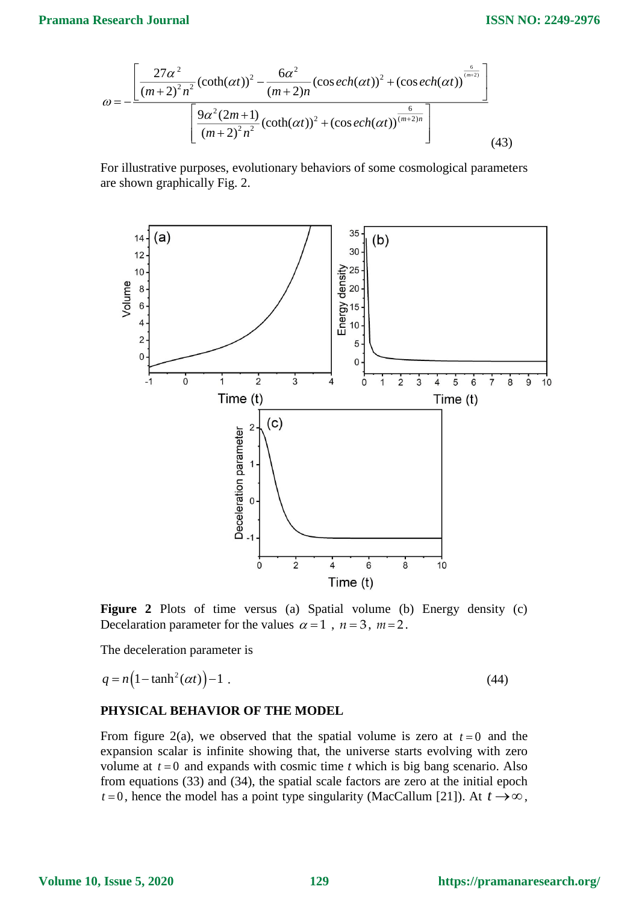$$\omega = -\frac{\left[\frac{27\alpha^2}{(m+2)^2 n^2}(\coth(\alpha t))^2 - \frac{6\alpha^2}{(m+2)n}(\operatorname{cosech}(\alpha t))^2 + (\operatorname{cosech}(\alpha t))^{\frac{6}{(m+2)}}\right]}{\left[\frac{9\alpha^2(2m+1)}{(m+2)^2 n^2}(\coth(\alpha t))^2 + (\operatorname{cosech}(\alpha t))^{\frac{6}{(m+2)n}}\right]} \tag{43}$$

For illustrative purposes, evolutionary behaviors of some cosmological parameters are shown graphically Fig. 2.

**Figure 2** Plots of time versus (a) Spatial volume (b) Energy density (c) Decelaration parameter for the values $\alpha = 1$ , $n = 3$, $m = 2$.

The deceleration parameter is

$$q = n\left(1 - \tanh^2(\alpha t)\right) - 1 \ . \tag{44}$$

**PHYSICAL BEHAVIOR OF THE MODEL**

From figure 2(a), we observed that the spatial volume is zero at $t = 0$ and the expansion scalar is infinite showing that, the universe starts evolving with zero volume at $t = 0$ and expands with cosmic time $t$ which is big bang scenario. Also from equations (33) and (34), the spatial scale factors are zero at the initial epoch $t = 0$, hence the model has a point type singularity (MacCallum [21]). At $t \to \infty$,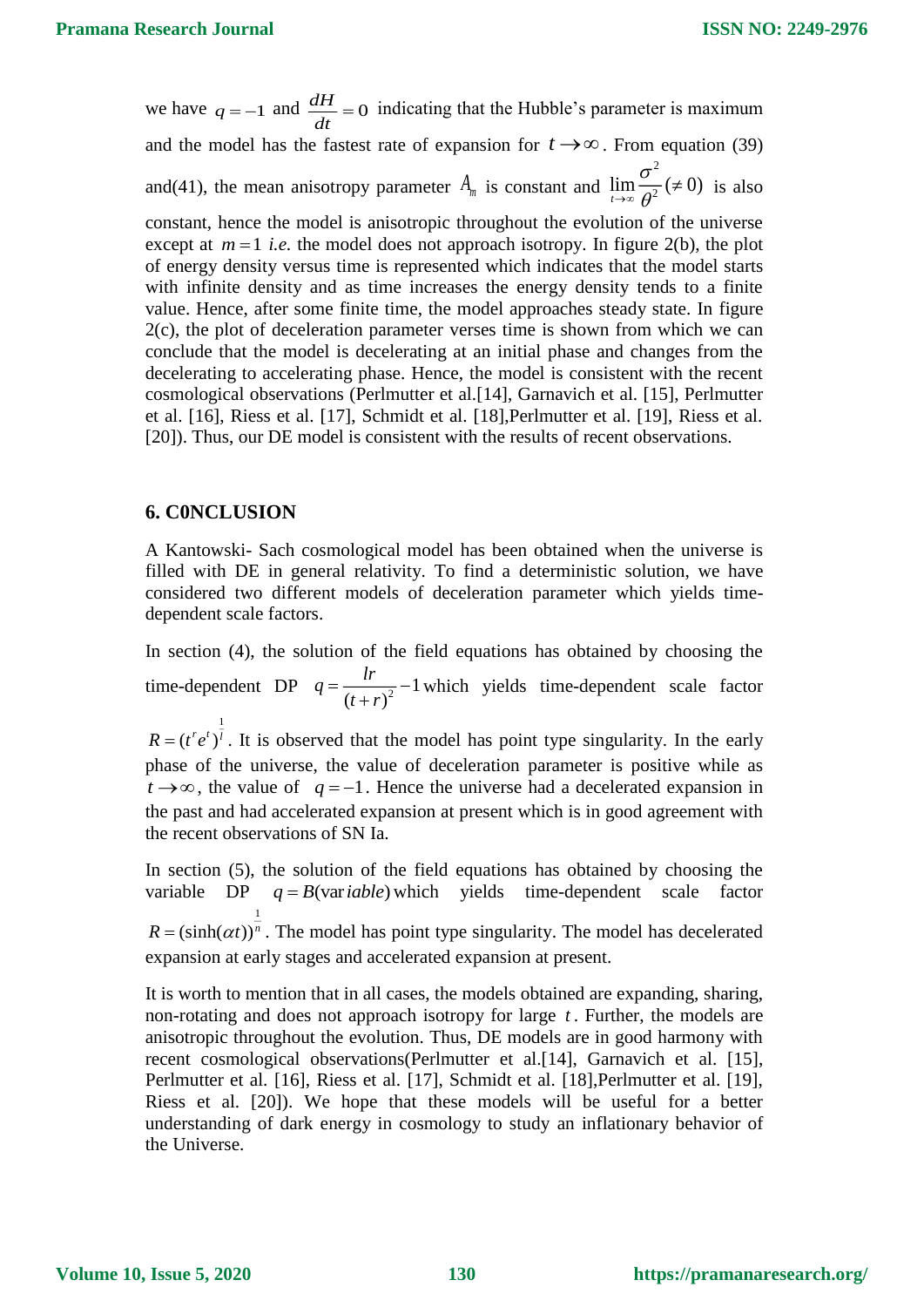we have $q=-1$ and $\frac{dH}{dt}=0$ indicating that the Hubble's parameter is maximum and the model has the fastest rate of expansion for $t\to\infty$. From equation (39) and(41), the mean anisotropy parameter $A_m$ is constant and $\lim_{t\to\infty}\frac{\sigma^2}{\theta^2}(\neq 0)$ is also constant, hence the model is anisotropic throughout the evolution of the universe except at $m=1$ *i.e.* the model does not approach isotropy. In figure 2(b), the plot of energy density versus time is represented which indicates that the model starts with infinite density and as time increases the energy density tends to a finite value. Hence, after some finite time, the model approaches steady state. In figure 2(c), the plot of deceleration parameter verses time is shown from which we can conclude that the model is decelerating at an initial phase and changes from the decelerating to accelerating phase. Hence, the model is consistent with the recent cosmological observations (Perlmutter et al.[14], Garnavich et al. [15], Perlmutter et al. [16], Riess et al. [17], Schmidt et al. [18],Perlmutter et al. [19], Riess et al. [20]). Thus, our DE model is consistent with the results of recent observations.

## 6. C0NCLUSION

A Kantowski- Sach cosmological model has been obtained when the universe is filled with DE in general relativity. To find a deterministic solution, we have considered two different models of deceleration parameter which yields time-dependent scale factors.

In section (4), the solution of the field equations has obtained by choosing the time-dependent DP $q=\frac{lr}{(t+r)^2}-1$ which yields time-dependent scale factor $R=(t^r e^t)^{\frac{1}{l}}$. It is observed that the model has point type singularity. In the early phase of the universe, the value of deceleration parameter is positive while as $t\to\infty$, the value of $q=-1$. Hence the universe had a decelerated expansion in the past and had accelerated expansion at present which is in good agreement with the recent observations of SN Ia.

In section (5), the solution of the field equations has obtained by choosing the variable DP $q=B(\text{variable})$ which yields time-dependent scale factor $R=(\sinh(\alpha t))^{\frac{1}{n}}$. The model has point type singularity. The model has decelerated expansion at early stages and accelerated expansion at present.

It is worth to mention that in all cases, the models obtained are expanding, sharing, non-rotating and does not approach isotropy for large $t$. Further, the models are anisotropic throughout the evolution. Thus, DE models are in good harmony with recent cosmological observations(Perlmutter et al.[14], Garnavich et al. [15], Perlmutter et al. [16], Riess et al. [17], Schmidt et al. [18],Perlmutter et al. [19], Riess et al. [20]). We hope that these models will be useful for a better understanding of dark energy in cosmology to study an inflationary behavior of the Universe.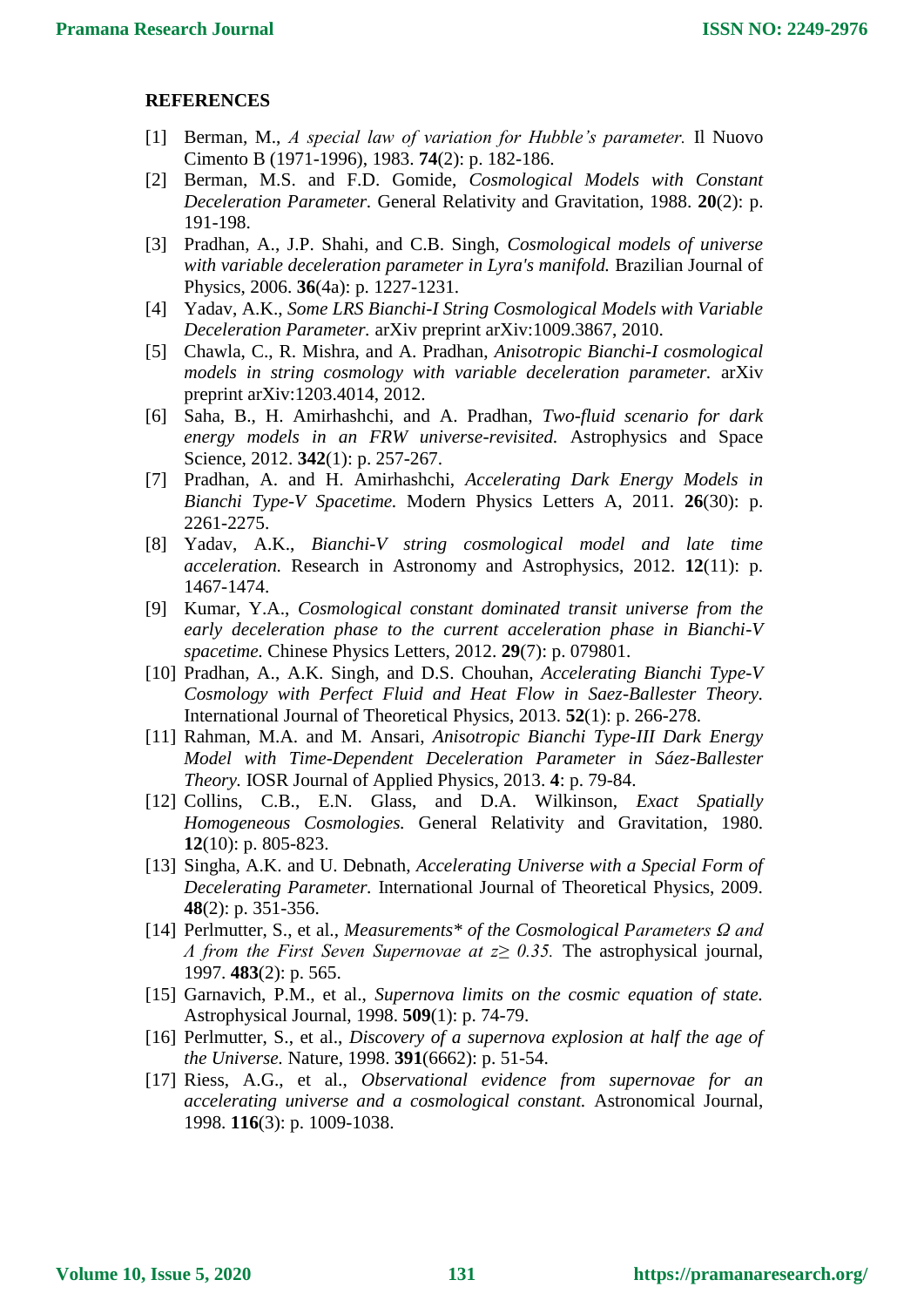## REFERENCES

[1] Berman, M., *A special law of variation for Hubble's parameter.* Il Nuovo Cimento B (1971-1996), 1983. **74**(2): p. 182-186.

[2] Berman, M.S. and F.D. Gomide, *Cosmological Models with Constant Deceleration Parameter.* General Relativity and Gravitation, 1988. **20**(2): p. 191-198.

[3] Pradhan, A., J.P. Shahi, and C.B. Singh, *Cosmological models of universe with variable deceleration parameter in Lyra's manifold.* Brazilian Journal of Physics, 2006. **36**(4a): p. 1227-1231.

[4] Yadav, A.K., *Some LRS Bianchi-I String Cosmological Models with Variable Deceleration Parameter.* arXiv preprint arXiv:1009.3867, 2010.

[5] Chawla, C., R. Mishra, and A. Pradhan, *Anisotropic Bianchi-I cosmological models in string cosmology with variable deceleration parameter.* arXiv preprint arXiv:1203.4014, 2012.

[6] Saha, B., H. Amirhashchi, and A. Pradhan, *Two-fluid scenario for dark energy models in an FRW universe-revisited.* Astrophysics and Space Science, 2012. **342**(1): p. 257-267.

[7] Pradhan, A. and H. Amirhashchi, *Accelerating Dark Energy Models in Bianchi Type-V Spacetime.* Modern Physics Letters A, 2011. **26**(30): p. 2261-2275.

[8] Yadav, A.K., *Bianchi-V string cosmological model and late time acceleration.* Research in Astronomy and Astrophysics, 2012. **12**(11): p. 1467-1474.

[9] Kumar, Y.A., *Cosmological constant dominated transit universe from the early deceleration phase to the current acceleration phase in Bianchi-V spacetime.* Chinese Physics Letters, 2012. **29**(7): p. 079801.

[10] Pradhan, A., A.K. Singh, and D.S. Chouhan, *Accelerating Bianchi Type-V Cosmology with Perfect Fluid and Heat Flow in Saez-Ballester Theory.* International Journal of Theoretical Physics, 2013. **52**(1): p. 266-278.

[11] Rahman, M.A. and M. Ansari, *Anisotropic Bianchi Type-III Dark Energy Model with Time-Dependent Deceleration Parameter in Sáez-Ballester Theory.* IOSR Journal of Applied Physics, 2013. **4**: p. 79-84.

[12] Collins, C.B., E.N. Glass, and D.A. Wilkinson, *Exact Spatially Homogeneous Cosmologies.* General Relativity and Gravitation, 1980. **12**(10): p. 805-823.

[13] Singha, A.K. and U. Debnath, *Accelerating Universe with a Special Form of Decelerating Parameter.* International Journal of Theoretical Physics, 2009. **48**(2): p. 351-356.

[14] Perlmutter, S., et al., *Measurements\* of the Cosmological Parameters Ω and Λ from the First Seven Supernovae at $z \geq 0.35$.* The astrophysical journal, 1997. **483**(2): p. 565.

[15] Garnavich, P.M., et al., *Supernova limits on the cosmic equation of state.* Astrophysical Journal, 1998. **509**(1): p. 74-79.

[16] Perlmutter, S., et al., *Discovery of a supernova explosion at half the age of the Universe.* Nature, 1998. **391**(6662): p. 51-54.

[17] Riess, A.G., et al., *Observational evidence from supernovae for an accelerating universe and a cosmological constant.* Astronomical Journal, 1998. **116**(3): p. 1009-1038.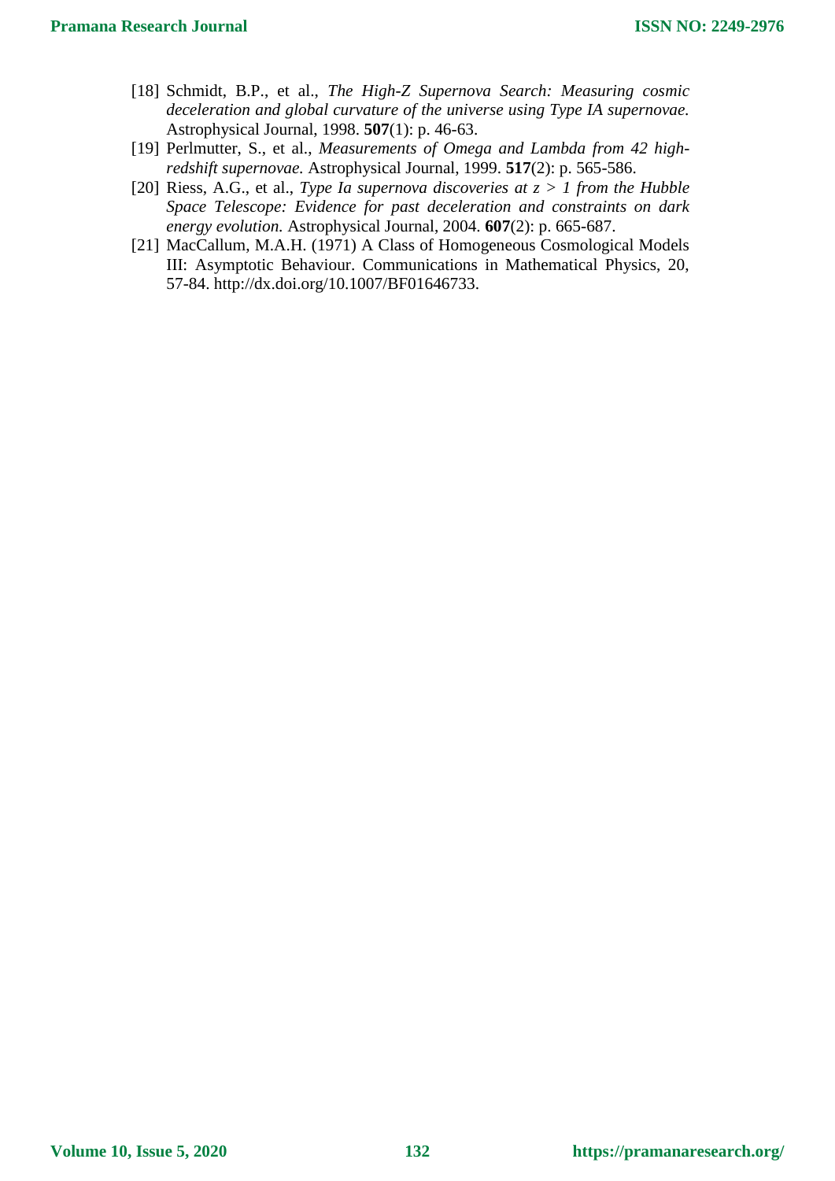[18] Schmidt, B.P., et al., *The High-Z Supernova Search: Measuring cosmic deceleration and global curvature of the universe using Type IA supernovae.* Astrophysical Journal, 1998. **507**(1): p. 46-63.

[19] Perlmutter, S., et al., *Measurements of Omega and Lambda from 42 high-redshift supernovae.* Astrophysical Journal, 1999. **517**(2): p. 565-586.

[20] Riess, A.G., et al., *Type Ia supernova discoveries at $z > 1$ from the Hubble Space Telescope: Evidence for past deceleration and constraints on dark energy evolution.* Astrophysical Journal, 2004. **607**(2): p. 665-687.

[21] MacCallum, M.A.H. (1971) A Class of Homogeneous Cosmological Models III: Asymptotic Behaviour. Communications in Mathematical Physics, 20, 57-84. http://dx.doi.org/10.1007/BF01646733.